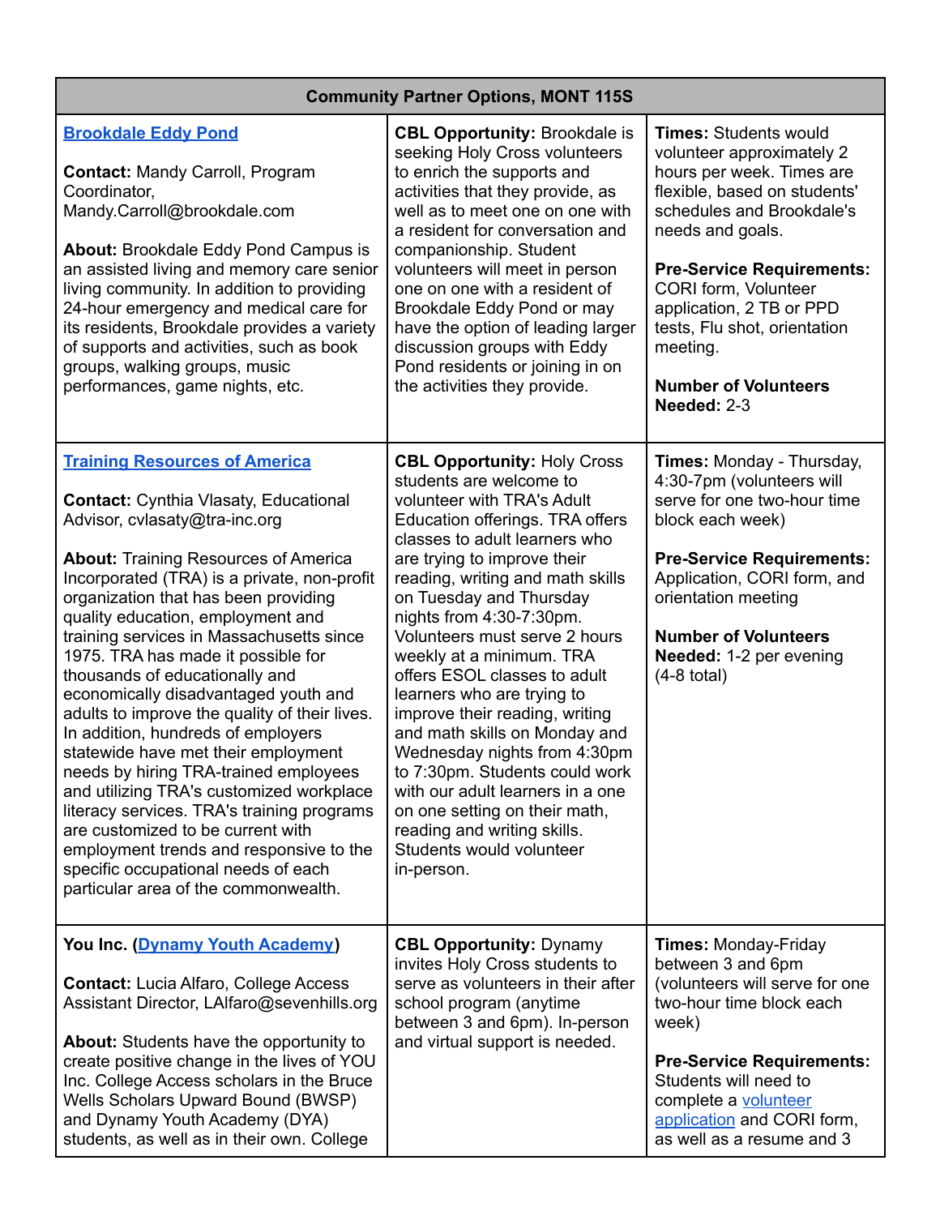| Community Partner Options, MONT 115S | | |
|---|---|---|
| **Brookdale Eddy Pond**<br><br>**Contact:** Mandy Carroll, Program Coordinator, Mandy.Carroll@brookdale.com<br><br>**About:** Brookdale Eddy Pond Campus is an assisted living and memory care senior living community. In addition to providing 24-hour emergency and medical care for its residents, Brookdale provides a variety of supports and activities, such as book groups, walking groups, music performances, game nights, etc. | **CBL Opportunity:** Brookdale is seeking Holy Cross volunteers to enrich the supports and activities that they provide, as well as to meet one on one with a resident for conversation and companionship. Student volunteers will meet in person one on one with a resident of Brookdale Eddy Pond or may have the option of leading larger discussion groups with Eddy Pond residents or joining in on the activities they provide. | **Times:** Students would volunteer approximately 2 hours per week. Times are flexible, based on students' schedules and Brookdale's needs and goals.<br><br>**Pre-Service Requirements:** CORI form, Volunteer application, 2 TB or PPD tests, Flu shot, orientation meeting.<br><br>**Number of Volunteers Needed:** 2-3 |
| **Training Resources of America**<br><br>**Contact:** Cynthia Vlasaty, Educational Advisor, cvlasaty@tra-inc.org<br><br>**About:** Training Resources of America Incorporated (TRA) is a private, non-profit organization that has been providing quality education, employment and training services in Massachusetts since 1975. TRA has made it possible for thousands of educationally and economically disadvantaged youth and adults to improve the quality of their lives. In addition, hundreds of employers statewide have met their employment needs by hiring TRA-trained employees and utilizing TRA's customized workplace literacy services. TRA's training programs are customized to be current with employment trends and responsive to the specific occupational needs of each particular area of the commonwealth. | **CBL Opportunity:** Holy Cross students are welcome to volunteer with TRA's Adult Education offerings. TRA offers classes to adult learners who are trying to improve their reading, writing and math skills on Tuesday and Thursday nights from 4:30-7:30pm. Volunteers must serve 2 hours weekly at a minimum. TRA offers ESOL classes to adult learners who are trying to improve their reading, writing and math skills on Monday and Wednesday nights from 4:30pm to 7:30pm. Students could work with our adult learners in a one on one setting on their math, reading and writing skills. Students would volunteer in-person. | **Times:** Monday - Thursday, 4:30-7pm (volunteers will serve for one two-hour time block each week)<br><br>**Pre-Service Requirements:** Application, CORI form, and orientation meeting<br><br>**Number of Volunteers Needed:** 1-2 per evening (4-8 total) |
| **You Inc. (Dynamy Youth Academy)**<br><br>**Contact:** Lucia Alfaro, College Access Assistant Director, LAlfaro@sevenhills.org<br><br>**About:** Students have the opportunity to create positive change in the lives of YOU Inc. College Access scholars in the Bruce Wells Scholars Upward Bound (BWSP) and Dynamy Youth Academy (DYA) students, as well as in their own. College | **CBL Opportunity:** Dynamy invites Holy Cross students to serve as volunteers in their after school program (anytime between 3 and 6pm). In-person and virtual support is needed. | **Times:** Monday-Friday between 3 and 6pm (volunteers will serve for one two-hour time block each week)<br><br>**Pre-Service Requirements:** Students will need to complete a volunteer application and CORI form, as well as a resume and 3 |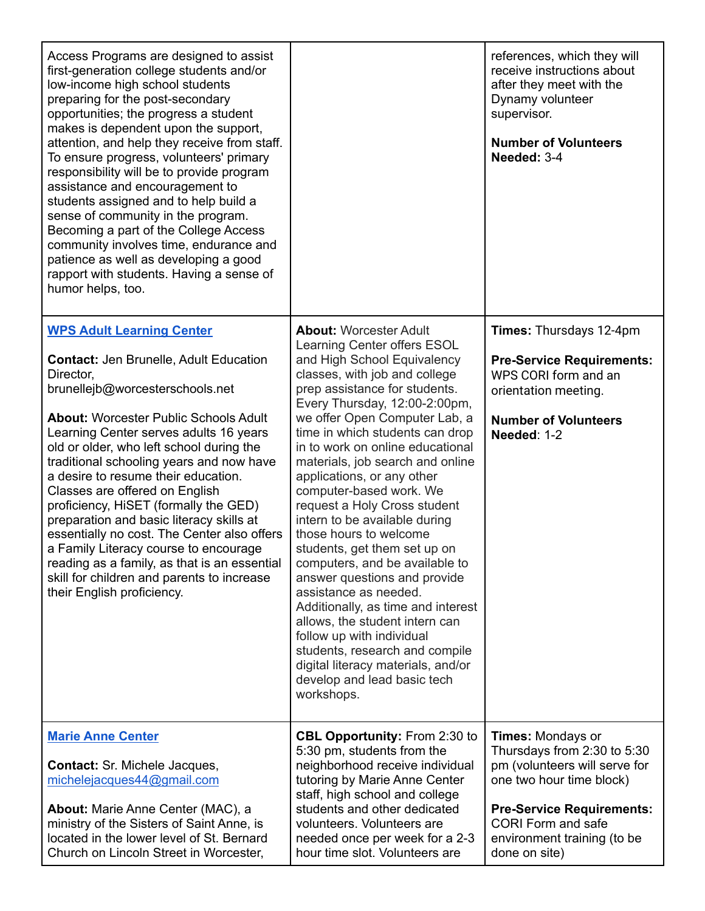| | | |
|---|---|---|
| Access Programs are designed to assist first-generation college students and/or low-income high school students preparing for the post-secondary opportunities; the progress a student makes is dependent upon the support, attention, and help they receive from staff. To ensure progress, volunteers' primary responsibility will be to provide program assistance and encouragement to students assigned and to help build a sense of community in the program. Becoming a part of the College Access community involves time, endurance and patience as well as developing a good rapport with students. Having a sense of humor helps, too. | | references, which they will receive instructions about after they meet with the Dynamy volunteer supervisor.<br><br>**Number of Volunteers Needed:** 3-4 |
| **[WPS Adult Learning Center]()**<br><br>**Contact:** Jen Brunelle, Adult Education Director, brunellejb@worcesterschools.net<br><br>**About:** Worcester Public Schools Adult Learning Center serves adults 16 years old or older, who left school during the traditional schooling years and now have a desire to resume their education. Classes are offered on English proficiency, HiSET (formally the GED) preparation and basic literacy skills at essentially no cost. The Center also offers a Family Literacy course to encourage reading as a family, as that is an essential skill for children and parents to increase their English proficiency. | **About:** Worcester Adult Learning Center offers ESOL and High School Equivalency classes, with job and college prep assistance for students. Every Thursday, 12:00-2:00pm, we offer Open Computer Lab, a time in which students can drop in to work on online educational materials, job search and online applications, or any other computer-based work. We request a Holy Cross student intern to be available during those hours to welcome students, get them set up on computers, and be available to answer questions and provide assistance as needed. Additionally, as time and interest allows, the student intern can follow up with individual students, research and compile digital literacy materials, and/or develop and lead basic tech workshops. | **Times:** Thursdays 12-4pm<br><br>**Pre-Service Requirements:** WPS CORI form and an orientation meeting.<br><br>**Number of Volunteers Needed**: 1-2 |
| **[Marie Anne Center]()**<br><br>**Contact:** Sr. Michele Jacques, michelejacques44@gmail.com<br><br>**About:** Marie Anne Center (MAC), a ministry of the Sisters of Saint Anne, is located in the lower level of St. Bernard Church on Lincoln Street in Worcester, | **CBL Opportunity:** From 2:30 to 5:30 pm, students from the neighborhood receive individual tutoring by Marie Anne Center staff, high school and college students and other dedicated volunteers. Volunteers are needed once per week for a 2-3 hour time slot. Volunteers are | **Times:** Mondays or Thursdays from 2:30 to 5:30 pm (volunteers will serve for one two hour time block)<br><br>**Pre-Service Requirements:** CORI Form and safe environment training (to be done on site) |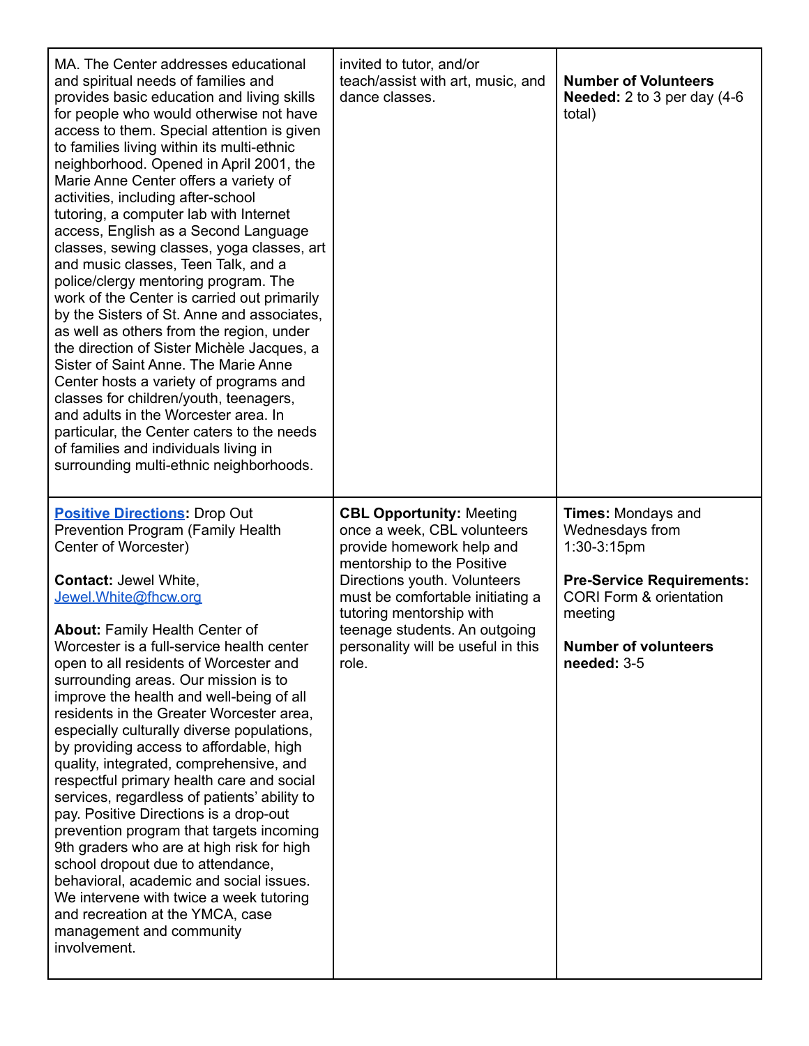| | | |
|---|---|---|
| MA. The Center addresses educational and spiritual needs of families and provides basic education and living skills for people who would otherwise not have access to them. Special attention is given to families living within its multi-ethnic neighborhood. Opened in April 2001, the Marie Anne Center offers a variety of activities, including after-school tutoring, a computer lab with Internet access, English as a Second Language classes, sewing classes, yoga classes, art and music classes, Teen Talk, and a police/clergy mentoring program. The work of the Center is carried out primarily by the Sisters of St. Anne and associates, as well as others from the region, under the direction of Sister Michèle Jacques, a Sister of Saint Anne. The Marie Anne Center hosts a variety of programs and classes for children/youth, teenagers, and adults in the Worcester area. In particular, the Center caters to the needs of families and individuals living in surrounding multi-ethnic neighborhoods. | invited to tutor, and/or teach/assist with art, music, and dance classes. | **Number of Volunteers Needed:** 2 to 3 per day (4-6 total) |
| **Positive Directions:** Drop Out Prevention Program (Family Health Center of Worcester)<br><br>**Contact:** Jewel White, Jewel.White@fhcw.org<br><br>**About:** Family Health Center of Worcester is a full-service health center open to all residents of Worcester and surrounding areas. Our mission is to improve the health and well-being of all residents in the Greater Worcester area, especially culturally diverse populations, by providing access to affordable, high quality, integrated, comprehensive, and respectful primary health care and social services, regardless of patients' ability to pay. Positive Directions is a drop-out prevention program that targets incoming 9th graders who are at high risk for high school dropout due to attendance, behavioral, academic and social issues. We intervene with twice a week tutoring and recreation at the YMCA, case management and community involvement. | **CBL Opportunity:** Meeting once a week, CBL volunteers provide homework help and mentorship to the Positive Directions youth. Volunteers must be comfortable initiating a tutoring mentorship with teenage students. An outgoing personality will be useful in this role. | **Times:** Mondays and Wednesdays from 1:30-3:15pm<br><br>**Pre-Service Requirements:** CORI Form & orientation meeting<br><br>**Number of volunteers needed:** 3-5 |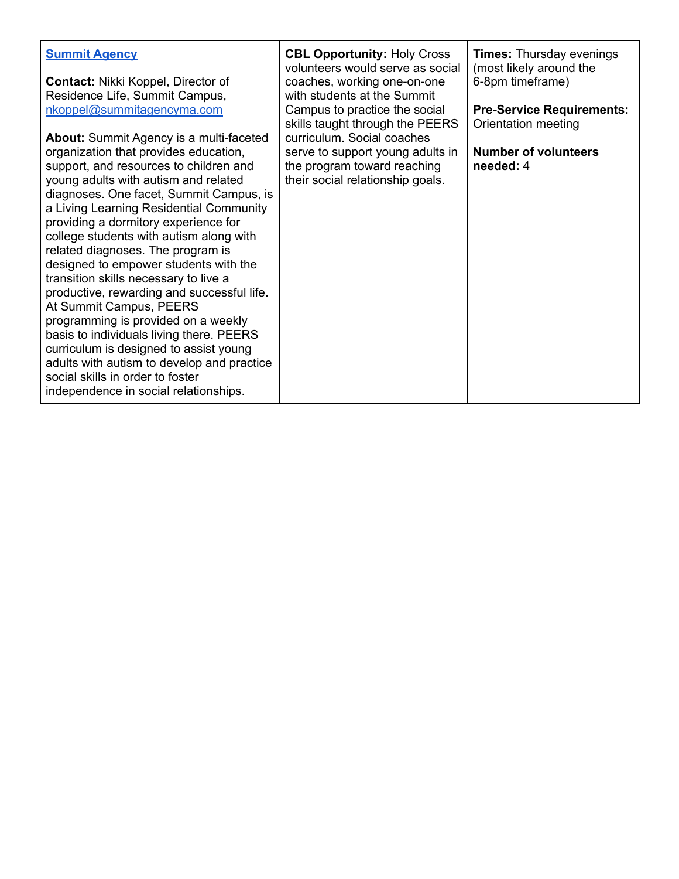| | | |
|---|---|---|
| **[Summit Agency]**<br><br>**Contact:** Nikki Koppel, Director of Residence Life, Summit Campus, nkoppel@summitagencyma.com<br><br>**About:** Summit Agency is a multi-faceted organization that provides education, support, and resources to children and young adults with autism and related diagnoses. One facet, Summit Campus, is a Living Learning Residential Community providing a dormitory experience for college students with autism along with related diagnoses. The program is designed to empower students with the transition skills necessary to live a productive, rewarding and successful life. At Summit Campus, PEERS programming is provided on a weekly basis to individuals living there. PEERS curriculum is designed to assist young adults with autism to develop and practice social skills in order to foster independence in social relationships. | **CBL Opportunity:** Holy Cross volunteers would serve as social coaches, working one-on-one with students at the Summit Campus to practice the social skills taught through the PEERS curriculum. Social coaches serve to support young adults in the program toward reaching their social relationship goals. | **Times:** Thursday evenings (most likely around the 6-8pm timeframe)<br><br>**Pre-Service Requirements:** Orientation meeting<br><br>**Number of volunteers needed:** 4 |